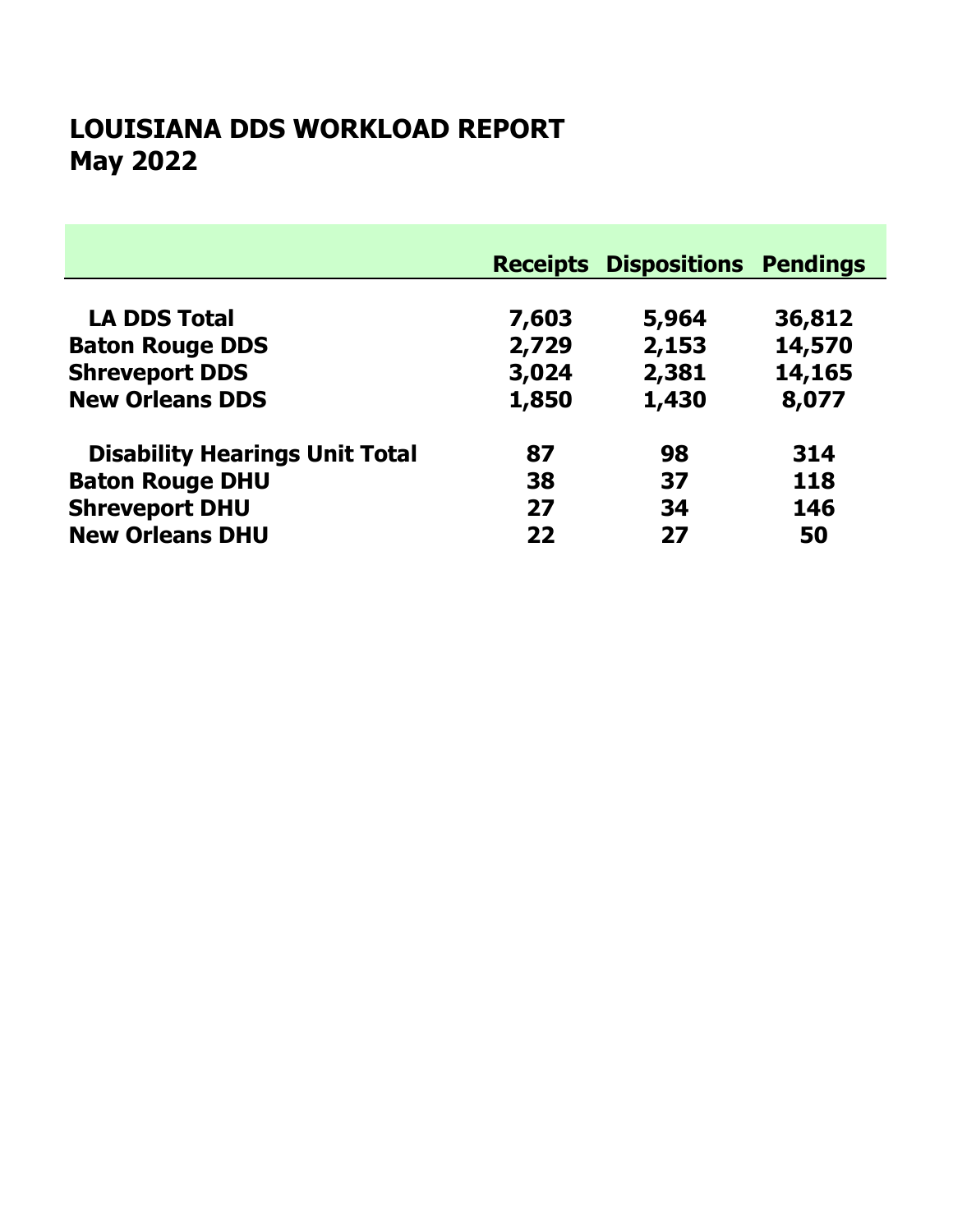# LOUISIANA DDS WORKLOAD REPORT
# May 2022

| | Receipts | Dispositions | Pendings |
|---|---|---|---|
| **LA DDS Total** | **7,603** | **5,964** | **36,812** |
| **Baton Rouge DDS** | **2,729** | **2,153** | **14,570** |
| **Shreveport DDS** | **3,024** | **2,381** | **14,165** |
| **New Orleans DDS** | **1,850** | **1,430** | **8,077** |
| | | | |
| **Disability Hearings Unit Total** | **87** | **98** | **314** |
| **Baton Rouge DHU** | **38** | **37** | **118** |
| **Shreveport DHU** | **27** | **34** | **146** |
| **New Orleans DHU** | **22** | **27** | **50** |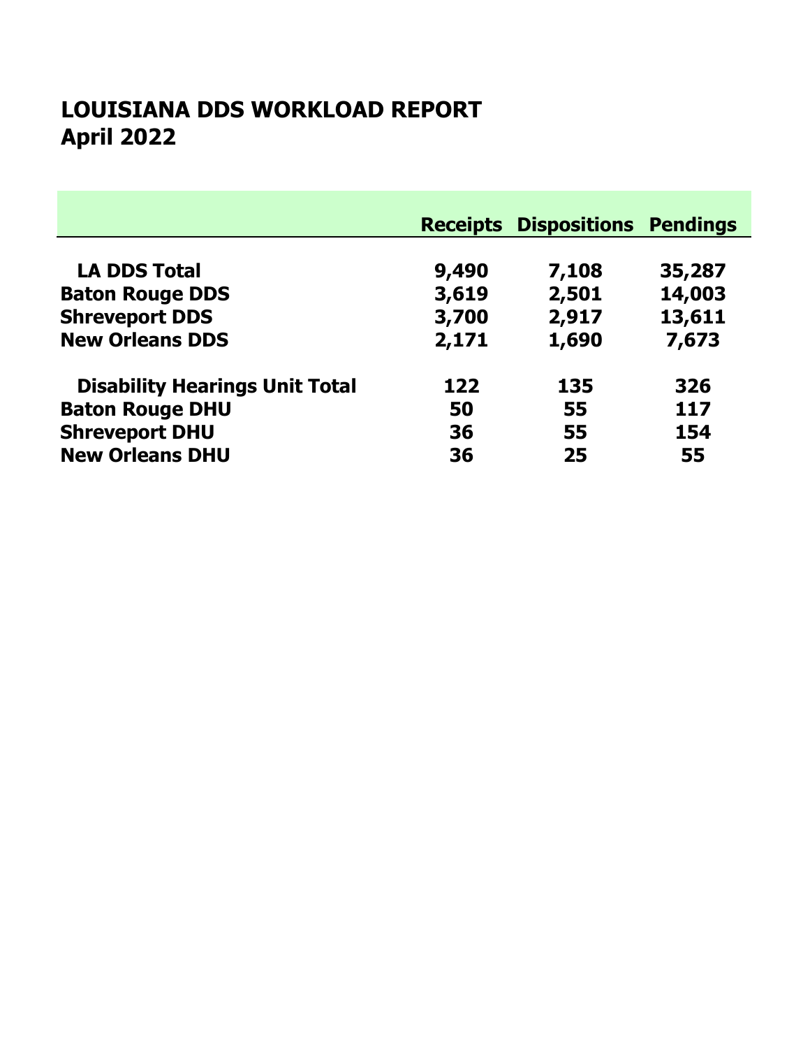# LOUISIANA DDS WORKLOAD REPORT
# April 2022

| | Receipts | Dispositions | Pendings |
|---|---|---|---|
| **LA DDS Total** | **9,490** | **7,108** | **35,287** |
| **Baton Rouge DDS** | **3,619** | **2,501** | **14,003** |
| **Shreveport DDS** | **3,700** | **2,917** | **13,611** |
| **New Orleans DDS** | **2,171** | **1,690** | **7,673** |
| **Disability Hearings Unit Total** | **122** | **135** | **326** |
| **Baton Rouge DHU** | **50** | **55** | **117** |
| **Shreveport DHU** | **36** | **55** | **154** |
| **New Orleans DHU** | **36** | **25** | **55** |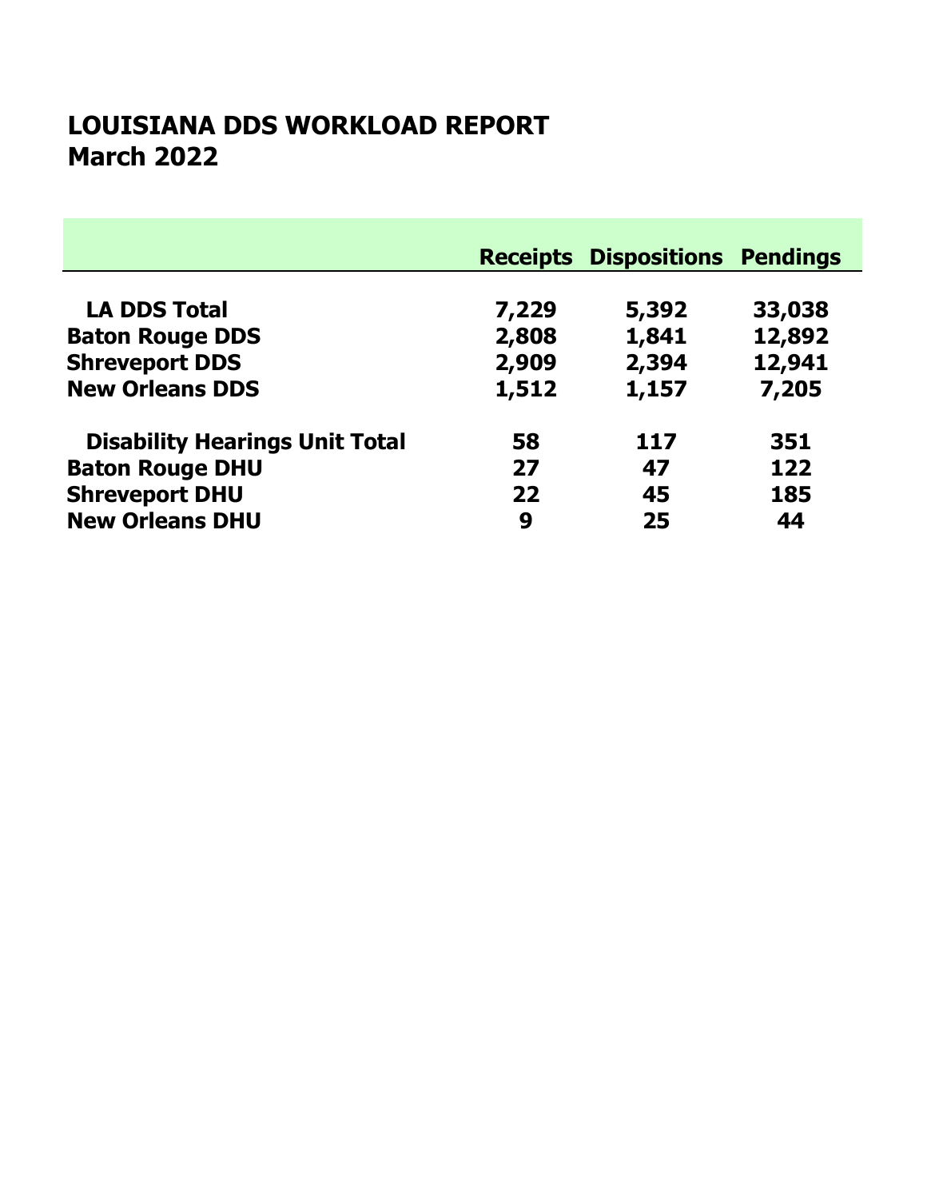# LOUISIANA DDS WORKLOAD REPORT
## March 2022

| | Receipts | Dispositions | Pendings |
|---|---|---|---|
| **LA DDS Total** | 7,229 | 5,392 | 33,038 |
| **Baton Rouge DDS** | 2,808 | 1,841 | 12,892 |
| **Shreveport DDS** | 2,909 | 2,394 | 12,941 |
| **New Orleans DDS** | 1,512 | 1,157 | 7,205 |
| | | | |
| **Disability Hearings Unit Total** | 58 | 117 | 351 |
| **Baton Rouge DHU** | 27 | 47 | 122 |
| **Shreveport DHU** | 22 | 45 | 185 |
| **New Orleans DHU** | 9 | 25 | 44 |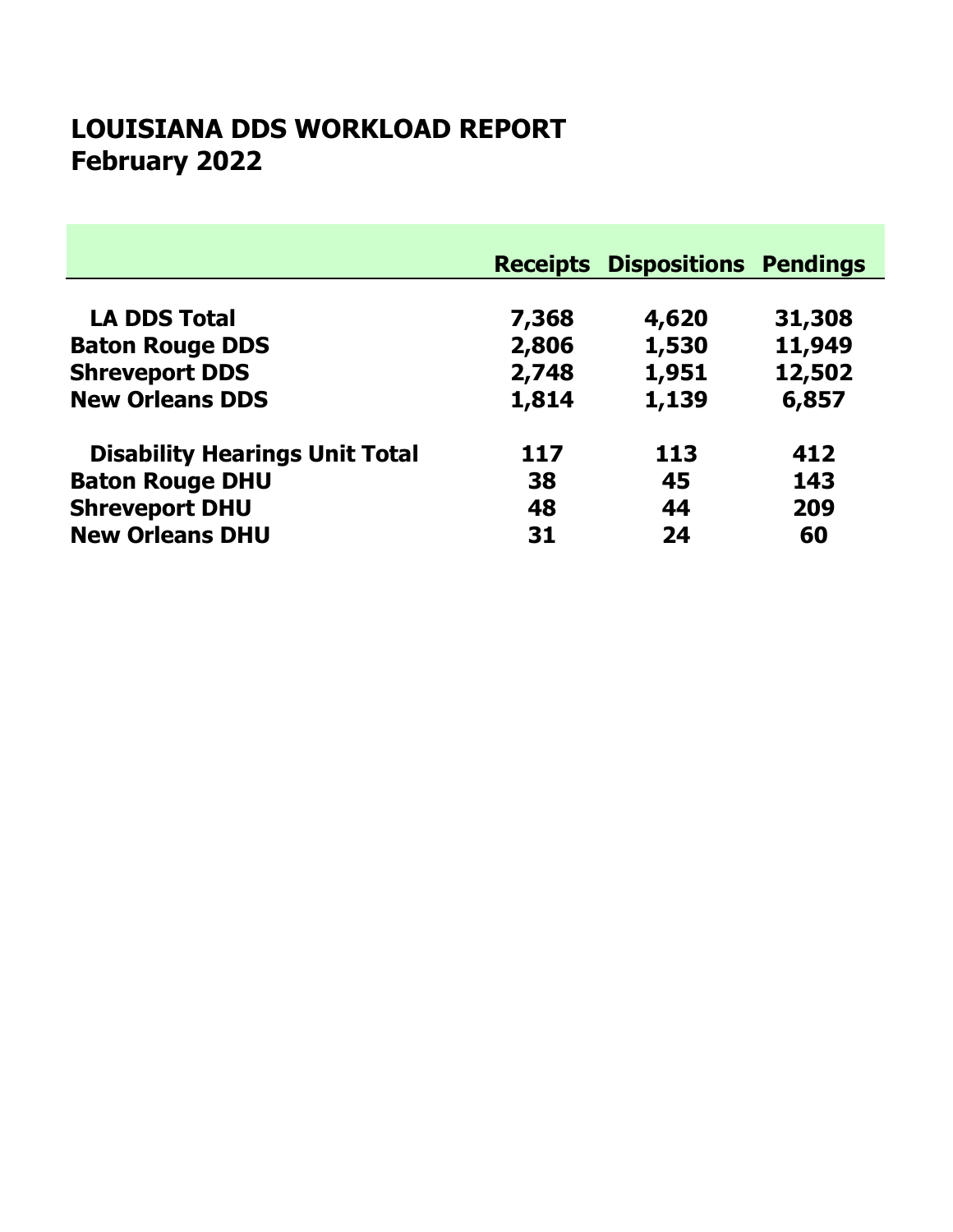# LOUISIANA DDS WORKLOAD REPORT
# February 2022

| | Receipts | Dispositions | Pendings |
|---|---|---|---|
| **LA DDS Total** | **7,368** | **4,620** | **31,308** |
| **Baton Rouge DDS** | **2,806** | **1,530** | **11,949** |
| **Shreveport DDS** | **2,748** | **1,951** | **12,502** |
| **New Orleans DDS** | **1,814** | **1,139** | **6,857** |
| **Disability Hearings Unit Total** | **117** | **113** | **412** |
| **Baton Rouge DHU** | **38** | **45** | **143** |
| **Shreveport DHU** | **48** | **44** | **209** |
| **New Orleans DHU** | **31** | **24** | **60** |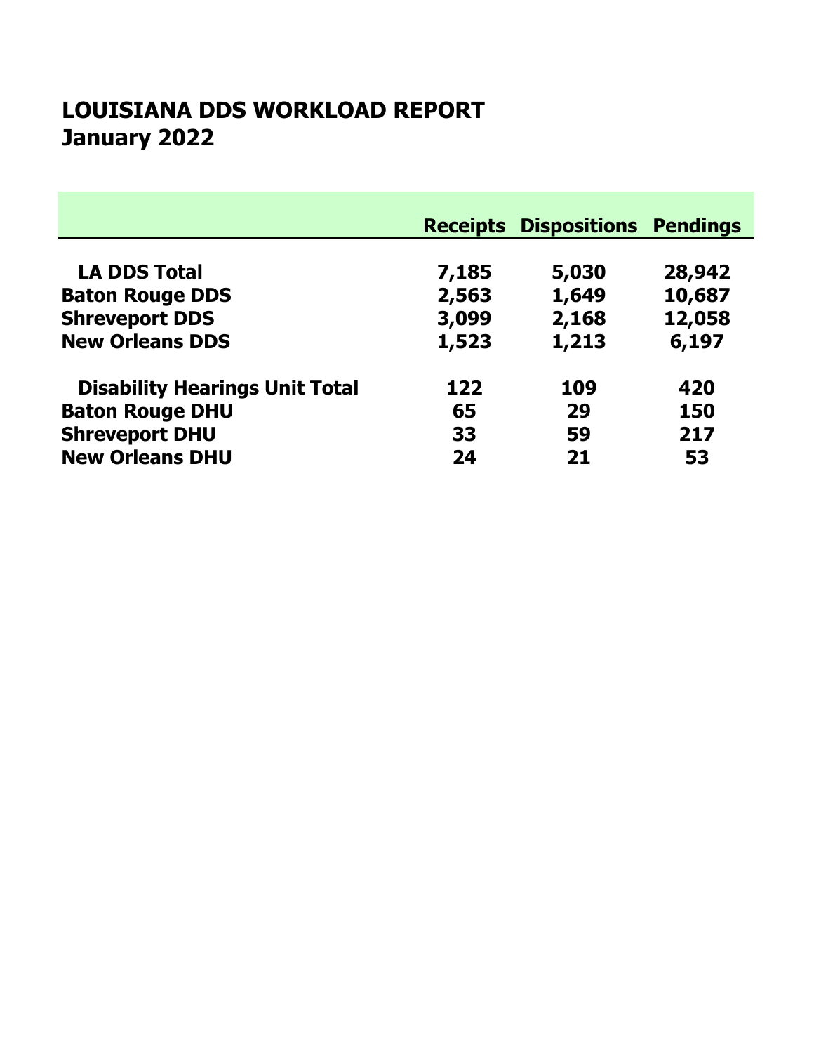# LOUISIANA DDS WORKLOAD REPORT
## January 2022

| | Receipts | Dispositions | Pendings |
|---|---|---|---|
| **LA DDS Total** | 7,185 | 5,030 | 28,942 |
| **Baton Rouge DDS** | 2,563 | 1,649 | 10,687 |
| **Shreveport DDS** | 3,099 | 2,168 | 12,058 |
| **New Orleans DDS** | 1,523 | 1,213 | 6,197 |
| **Disability Hearings Unit Total** | 122 | 109 | 420 |
| **Baton Rouge DHU** | 65 | 29 | 150 |
| **Shreveport DHU** | 33 | 59 | 217 |
| **New Orleans DHU** | 24 | 21 | 53 |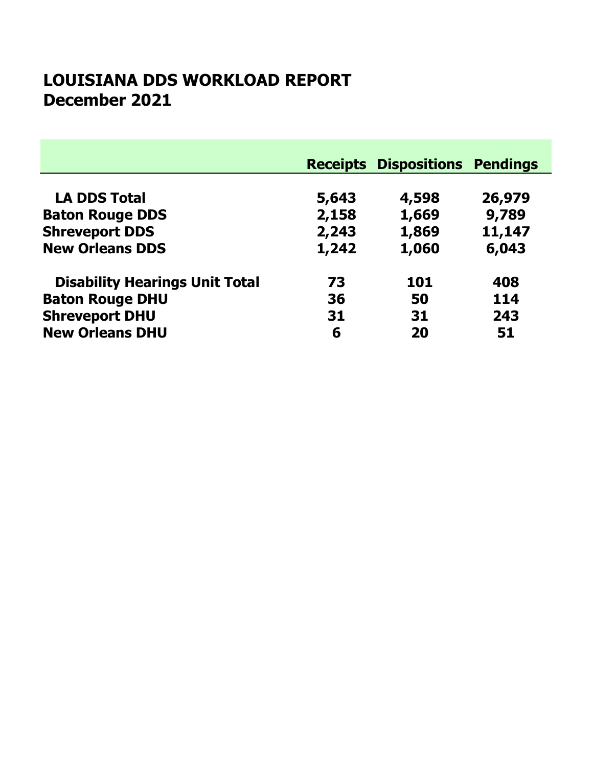# LOUISIANA DDS WORKLOAD REPORT
# December 2021

| | Receipts | Dispositions | Pendings |
|---|---|---|---|
| **LA DDS Total** | **5,643** | **4,598** | **26,979** |
| **Baton Rouge DDS** | **2,158** | **1,669** | **9,789** |
| **Shreveport DDS** | **2,243** | **1,869** | **11,147** |
| **New Orleans DDS** | **1,242** | **1,060** | **6,043** |
| | | | |
| **Disability Hearings Unit Total** | **73** | **101** | **408** |
| **Baton Rouge DHU** | **36** | **50** | **114** |
| **Shreveport DHU** | **31** | **31** | **243** |
| **New Orleans DHU** | **6** | **20** | **51** |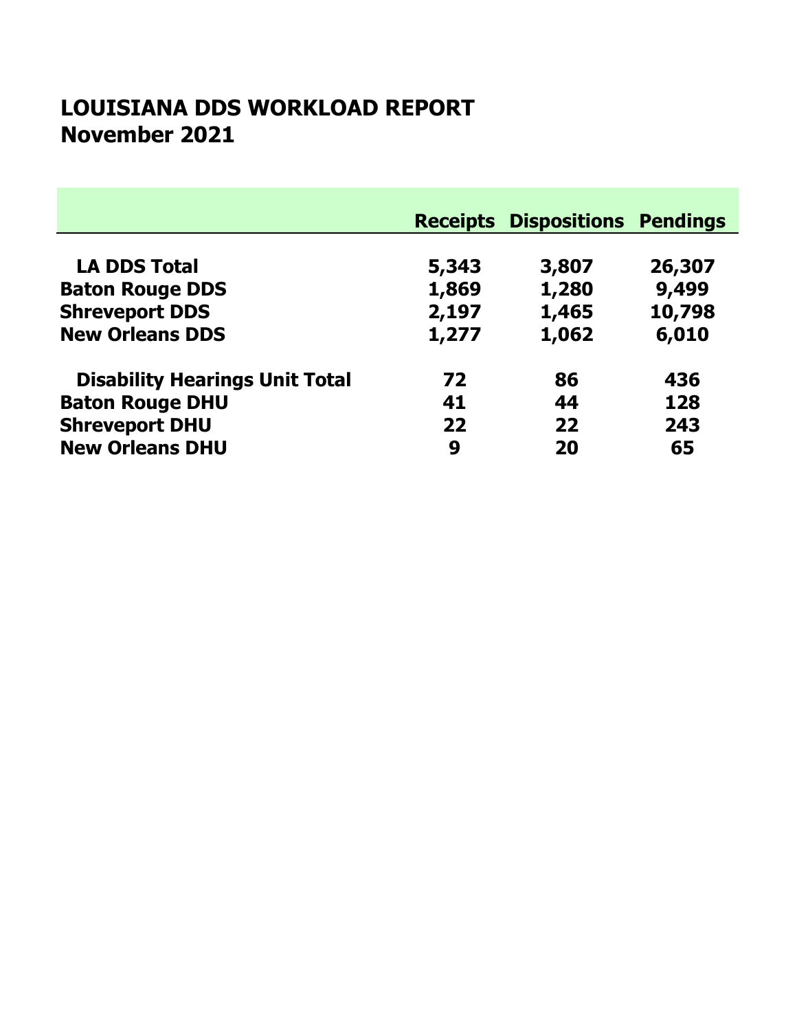# LOUISIANA DDS WORKLOAD REPORT
## November 2021

| | Receipts | Dispositions | Pendings |
|---|---|---|---|
| **LA DDS Total** | **5,343** | **3,807** | **26,307** |
| **Baton Rouge DDS** | **1,869** | **1,280** | **9,499** |
| **Shreveport DDS** | **2,197** | **1,465** | **10,798** |
| **New Orleans DDS** | **1,277** | **1,062** | **6,010** |
| **Disability Hearings Unit Total** | **72** | **86** | **436** |
| **Baton Rouge DHU** | **41** | **44** | **128** |
| **Shreveport DHU** | **22** | **22** | **243** |
| **New Orleans DHU** | **9** | **20** | **65** |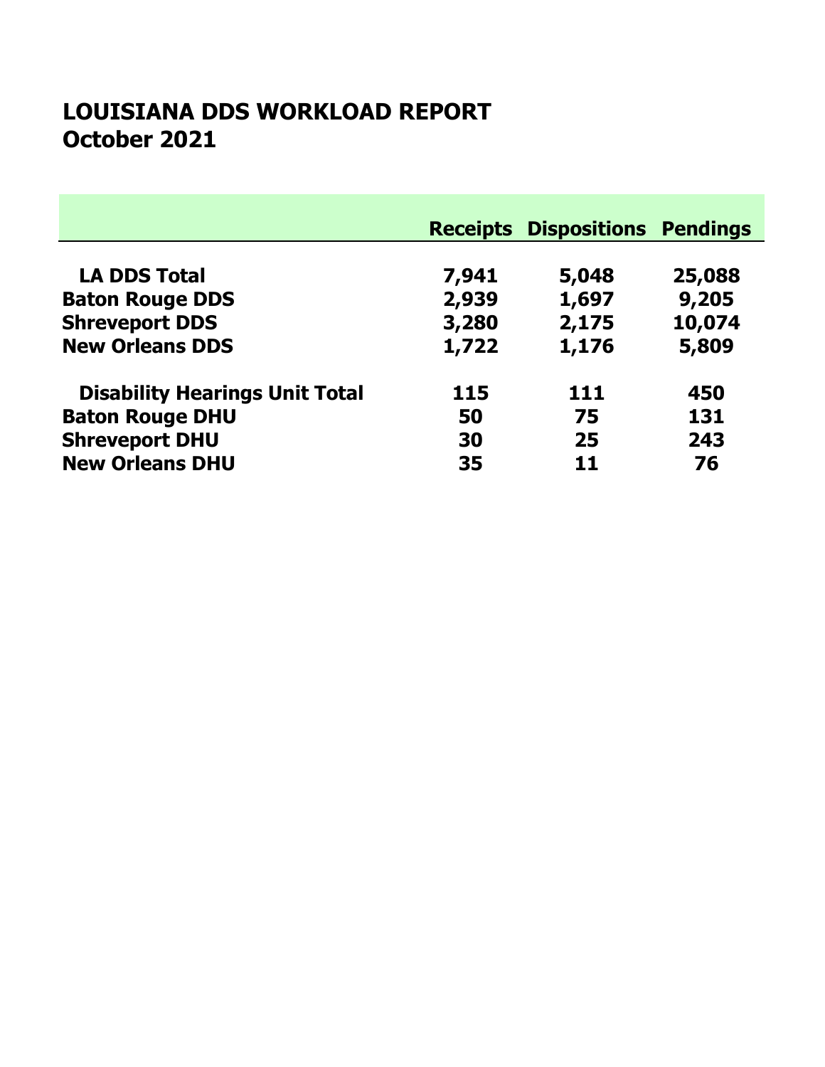# LOUISIANA DDS WORKLOAD REPORT
## October 2021

| | Receipts | Dispositions | Pendings |
|---|---|---|---|
| **LA DDS Total** | **7,941** | **5,048** | **25,088** |
| **Baton Rouge DDS** | **2,939** | **1,697** | **9,205** |
| **Shreveport DDS** | **3,280** | **2,175** | **10,074** |
| **New Orleans DDS** | **1,722** | **1,176** | **5,809** |
| | | | |
| **Disability Hearings Unit Total** | **115** | **111** | **450** |
| **Baton Rouge DHU** | **50** | **75** | **131** |
| **Shreveport DHU** | **30** | **25** | **243** |
| **New Orleans DHU** | **35** | **11** | **76** |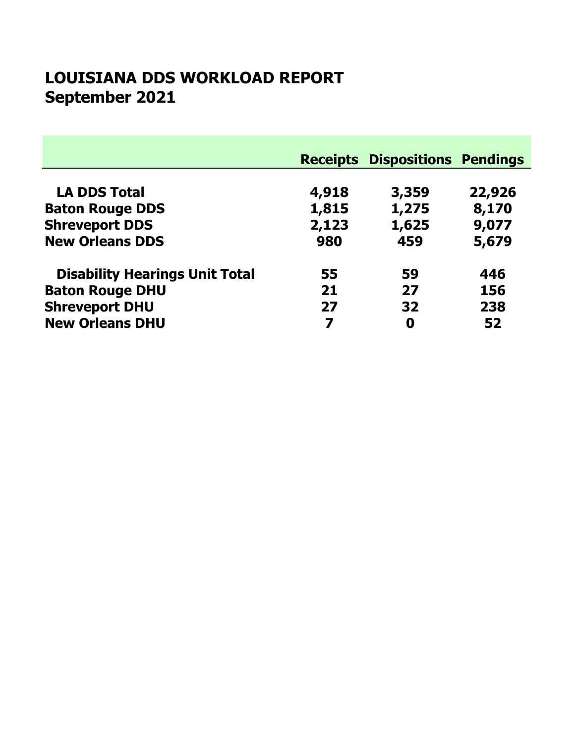# LOUISIANA DDS WORKLOAD REPORT
# September 2021

| | Receipts | Dispositions | Pendings |
|---|---|---|---|
| **LA DDS Total** | **4,918** | **3,359** | **22,926** |
| **Baton Rouge DDS** | **1,815** | **1,275** | **8,170** |
| **Shreveport DDS** | **2,123** | **1,625** | **9,077** |
| **New Orleans DDS** | **980** | **459** | **5,679** |
| | | | |
| **Disability Hearings Unit Total** | **55** | **59** | **446** |
| **Baton Rouge DHU** | **21** | **27** | **156** |
| **Shreveport DHU** | **27** | **32** | **238** |
| **New Orleans DHU** | **7** | **0** | **52** |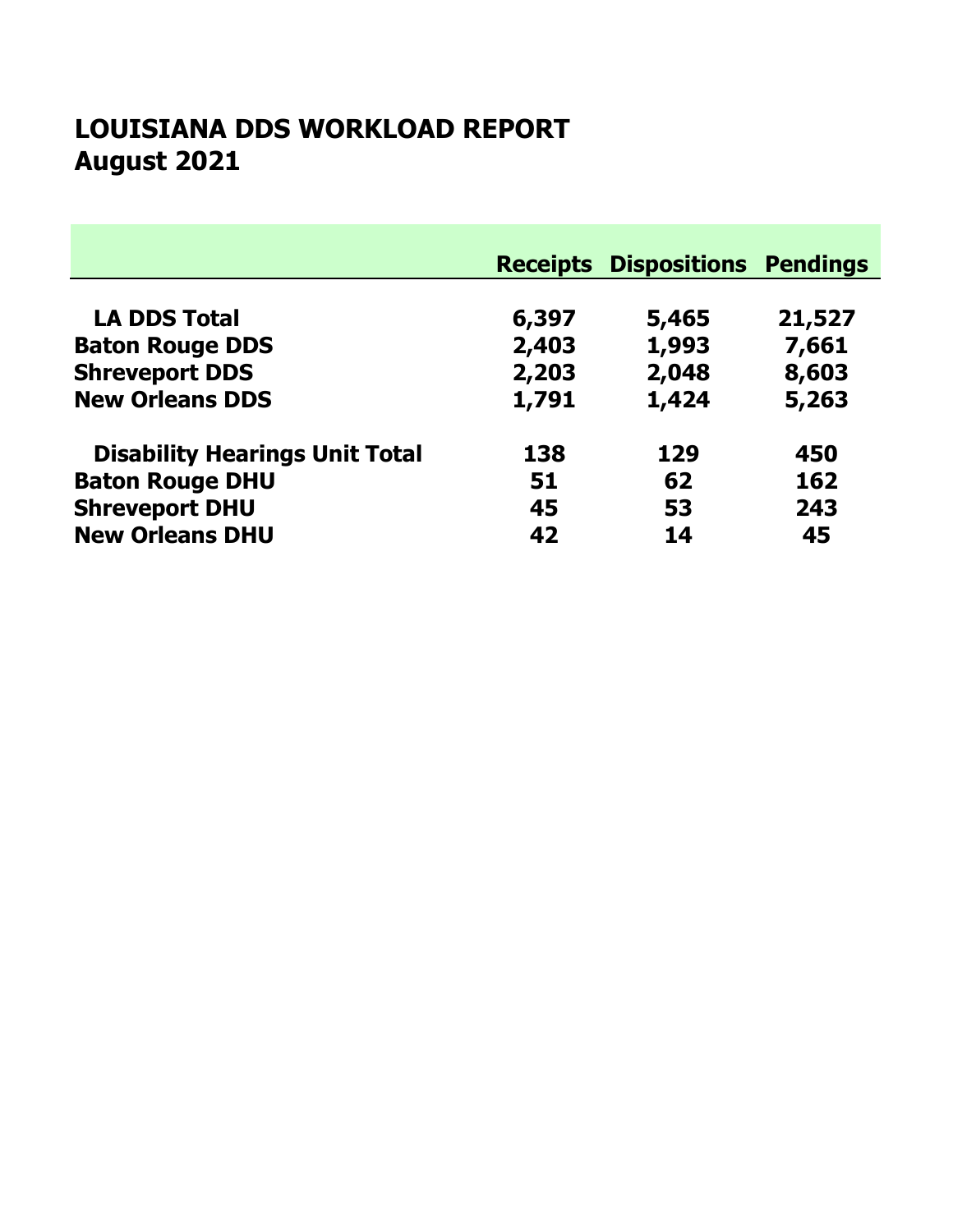# LOUISIANA DDS WORKLOAD REPORT
# August 2021

| | Receipts | Dispositions | Pendings |
|---|---|---|---|
| **LA DDS Total** | **6,397** | **5,465** | **21,527** |
| **Baton Rouge DDS** | **2,403** | **1,993** | **7,661** |
| **Shreveport DDS** | **2,203** | **2,048** | **8,603** |
| **New Orleans DDS** | **1,791** | **1,424** | **5,263** |
| | | | |
| **Disability Hearings Unit Total** | **138** | **129** | **450** |
| **Baton Rouge DHU** | **51** | **62** | **162** |
| **Shreveport DHU** | **45** | **53** | **243** |
| **New Orleans DHU** | **42** | **14** | **45** |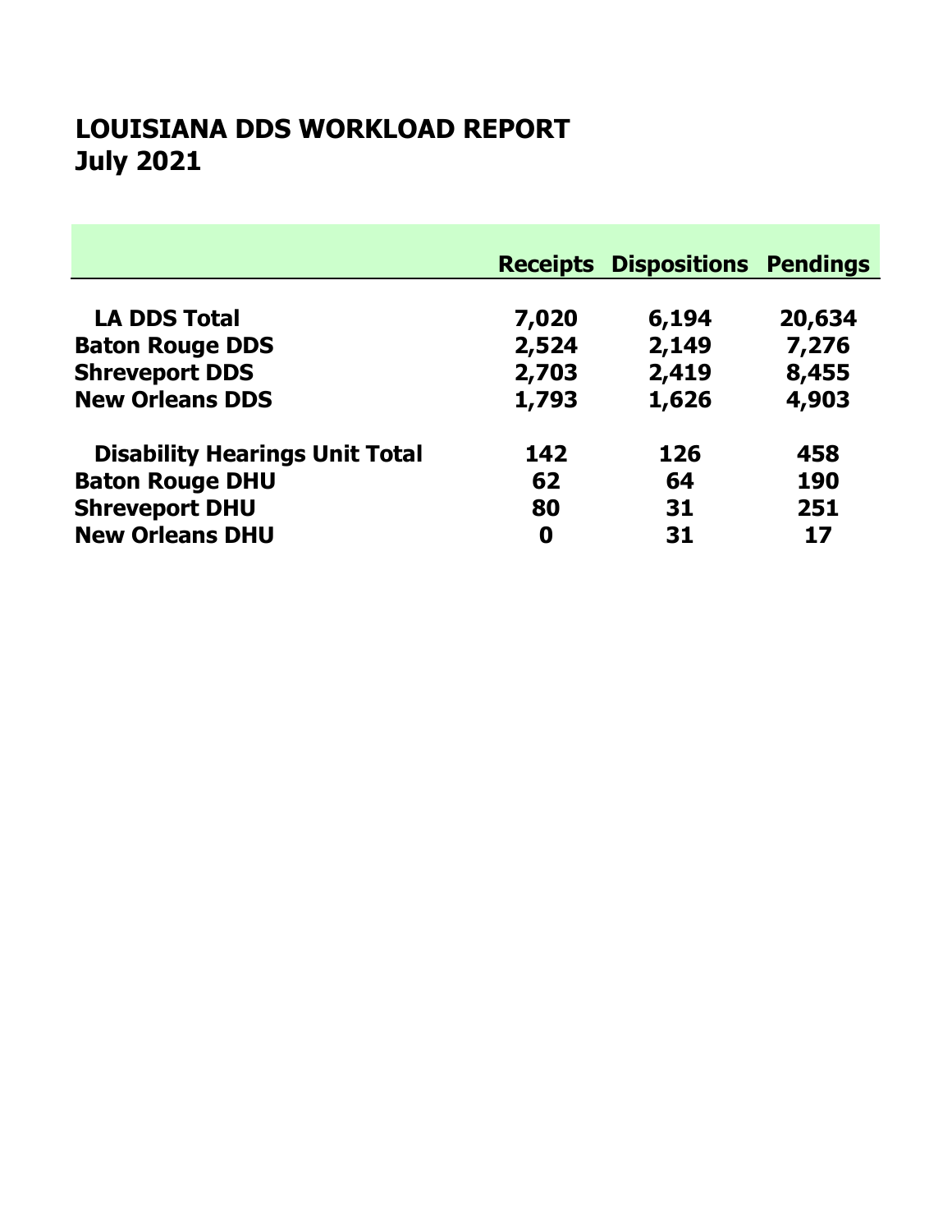# LOUISIANA DDS WORKLOAD REPORT
## July 2021

| | Receipts | Dispositions | Pendings |
|---|---|---|---|
| **LA DDS Total** | **7,020** | **6,194** | **20,634** |
| **Baton Rouge DDS** | **2,524** | **2,149** | **7,276** |
| **Shreveport DDS** | **2,703** | **2,419** | **8,455** |
| **New Orleans DDS** | **1,793** | **1,626** | **4,903** |
| **Disability Hearings Unit Total** | **142** | **126** | **458** |
| **Baton Rouge DHU** | **62** | **64** | **190** |
| **Shreveport DHU** | **80** | **31** | **251** |
| **New Orleans DHU** | **0** | **31** | **17** |